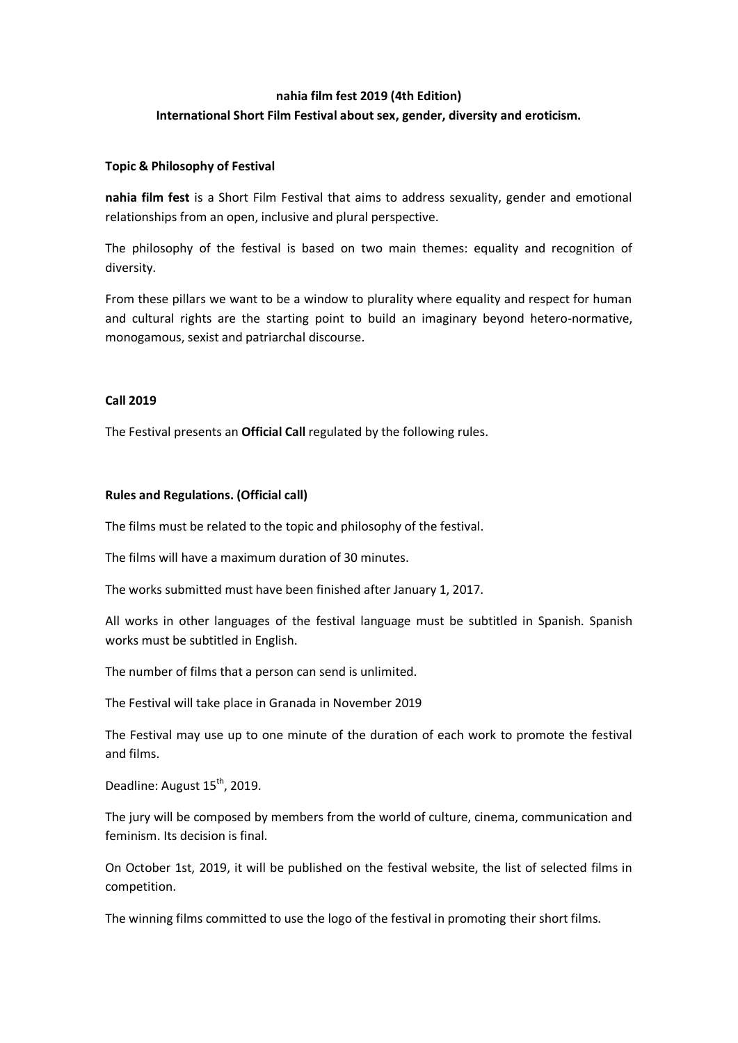**nahia film fest 2019 (4th Edition)**

**International Short Film Festival about sex, gender, diversity and eroticism.**

**Topic & Philosophy of Festival**

**nahia film fest** is a Short Film Festival that aims to address sexuality, gender and emotional relationships from an open, inclusive and plural perspective.

The philosophy of the festival is based on two main themes: equality and recognition of diversity.

From these pillars we want to be a window to plurality where equality and respect for human and cultural rights are the starting point to build an imaginary beyond hetero-normative, monogamous, sexist and patriarchal discourse.

**Call 2019**

The Festival presents an **Official Call** regulated by the following rules.

**Rules and Regulations. (Official call)**

The films must be related to the topic and philosophy of the festival.

The films will have a maximum duration of 30 minutes.

The works submitted must have been finished after January 1, 2017.

All works in other languages of the festival language must be subtitled in Spanish. Spanish works must be subtitled in English.

The number of films that a person can send is unlimited.

The Festival will take place in Granada in November 2019

The Festival may use up to one minute of the duration of each work to promote the festival and films.

Deadline: August 15th, 2019.

The jury will be composed by members from the world of culture, cinema, communication and feminism. Its decision is final.

On October 1st, 2019, it will be published on the festival website, the list of selected films in competition.

The winning films committed to use the logo of the festival in promoting their short films.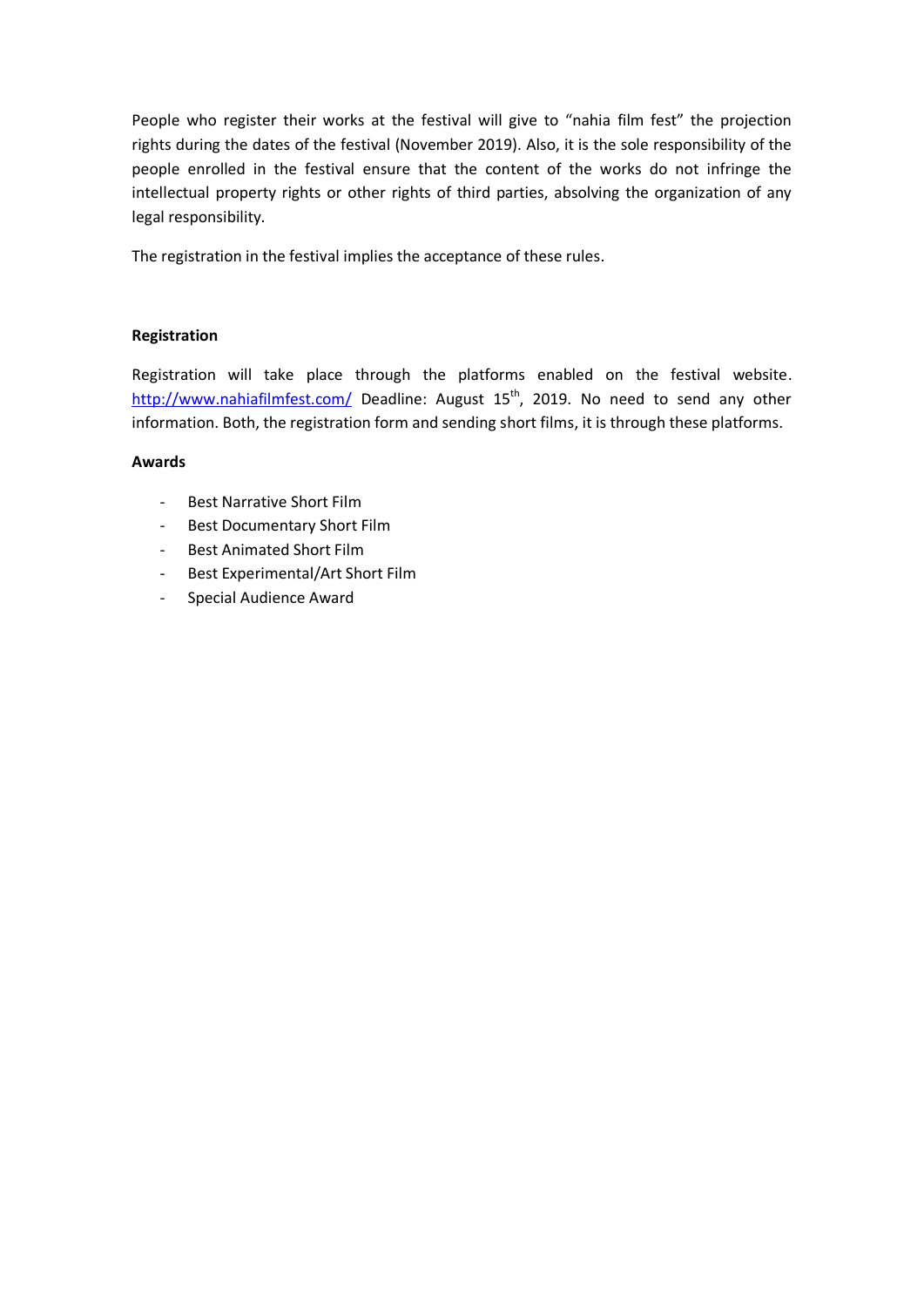People who register their works at the festival will give to "nahia film fest" the projection rights during the dates of the festival (November 2019). Also, it is the sole responsibility of the people enrolled in the festival ensure that the content of the works do not infringe the intellectual property rights or other rights of third parties, absolving the organization of any legal responsibility.

The registration in the festival implies the acceptance of these rules.

**Registration**

Registration will take place through the platforms enabled on the festival website. http://www.nahiafilmfest.com/ Deadline: August 15th, 2019. No need to send any other information. Both, the registration form and sending short films, it is through these platforms.

**Awards**

- Best Narrative Short Film
- Best Documentary Short Film
- Best Animated Short Film
- Best Experimental/Art Short Film
- Special Audience Award